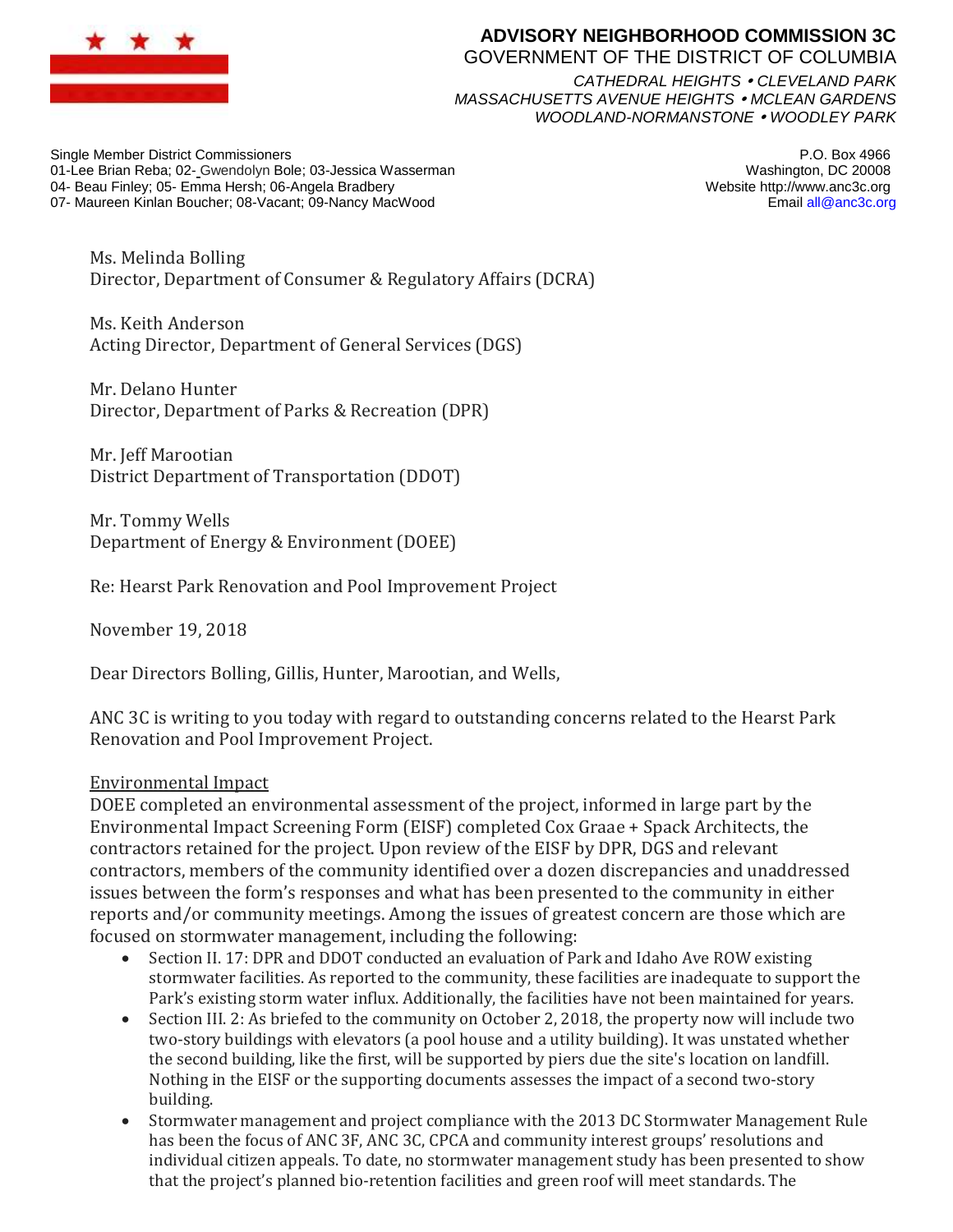**ADVISORY NEIGHBORHOOD COMMISSION 3C**
GOVERNMENT OF THE DISTRICT OF COLUMBIA
*CATHEDRAL HEIGHTS • CLEVELAND PARK*
*MASSACHUSETTS AVENUE HEIGHTS • MCLEAN GARDENS*
*WOODLAND-NORMANSTONE • WOODLEY PARK*

Single Member District Commissioners
01-Lee Brian Reba; 02- Gwendolyn Bole; 03-Jessica Wasserman
04- Beau Finley; 05- Emma Hersh; 06-Angela Bradbery
07- Maureen Kinlan Boucher; 08-Vacant; 09-Nancy MacWood

P.O. Box 4966
Washington, DC 20008
Website http://www.anc3c.org
Email all@anc3c.org

Ms. Melinda Bolling
Director, Department of Consumer & Regulatory Affairs (DCRA)

Ms. Keith Anderson
Acting Director, Department of General Services (DGS)

Mr. Delano Hunter
Director, Department of Parks & Recreation (DPR)

Mr. Jeff Marootian
District Department of Transportation (DDOT)

Mr. Tommy Wells
Department of Energy & Environment (DOEE)

Re: Hearst Park Renovation and Pool Improvement Project

November 19, 2018

Dear Directors Bolling, Gillis, Hunter, Marootian, and Wells,

ANC 3C is writing to you today with regard to outstanding concerns related to the Hearst Park Renovation and Pool Improvement Project.

<u>Environmental Impact</u>
DOEE completed an environmental assessment of the project, informed in large part by the Environmental Impact Screening Form (EISF) completed Cox Graae + Spack Architects, the contractors retained for the project. Upon review of the EISF by DPR, DGS and relevant contractors, members of the community identified over a dozen discrepancies and unaddressed issues between the form's responses and what has been presented to the community in either reports and/or community meetings. Among the issues of greatest concern are those which are focused on stormwater management, including the following:

- Section II. 17: DPR and DDOT conducted an evaluation of Park and Idaho Ave ROW existing stormwater facilities. As reported to the community, these facilities are inadequate to support the Park's existing storm water influx. Additionally, the facilities have not been maintained for years.
- Section III. 2: As briefed to the community on October 2, 2018, the property now will include two two-story buildings with elevators (a pool house and a utility building). It was unstated whether the second building, like the first, will be supported by piers due the site's location on landfill. Nothing in the EISF or the supporting documents assesses the impact of a second two-story building.
- Stormwater management and project compliance with the 2013 DC Stormwater Management Rule has been the focus of ANC 3F, ANC 3C, CPCA and community interest groups' resolutions and individual citizen appeals. To date, no stormwater management study has been presented to show that the project's planned bio-retention facilities and green roof will meet standards. The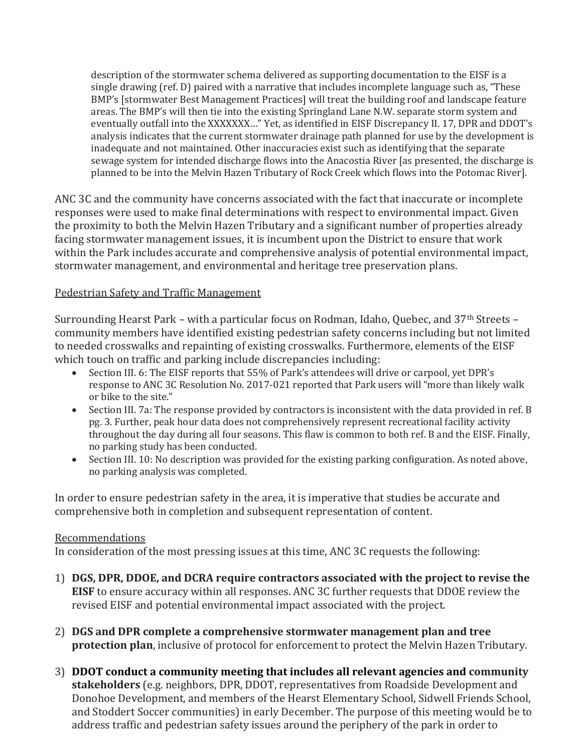description of the stormwater schema delivered as supporting documentation to the EISF is a single drawing (ref. D) paired with a narrative that includes incomplete language such as, "These BMP's [stormwater Best Management Practices] will treat the building roof and landscape feature areas. The BMP's will then tie into the existing Springland Lane N.W. separate storm system and eventually outfall into the XXXXXXX…" Yet, as identified in EISF Discrepancy II. 17, DPR and DDOT's analysis indicates that the current stormwater drainage path planned for use by the development is inadequate and not maintained. Other inaccuracies exist such as identifying that the separate sewage system for intended discharge flows into the Anacostia River [as presented, the discharge is planned to be into the Melvin Hazen Tributary of Rock Creek which flows into the Potomac River].

ANC 3C and the community have concerns associated with the fact that inaccurate or incomplete responses were used to make final determinations with respect to environmental impact. Given the proximity to both the Melvin Hazen Tributary and a significant number of properties already facing stormwater management issues, it is incumbent upon the District to ensure that work within the Park includes accurate and comprehensive analysis of potential environmental impact, stormwater management, and environmental and heritage tree preservation plans.

<u>Pedestrian Safety and Traffic Management</u>

Surrounding Hearst Park – with a particular focus on Rodman, Idaho, Quebec, and 37th Streets – community members have identified existing pedestrian safety concerns including but not limited to needed crosswalks and repainting of existing crosswalks. Furthermore, elements of the EISF which touch on traffic and parking include discrepancies including:

- Section III. 6: The EISF reports that 55% of Park's attendees will drive or carpool, yet DPR's response to ANC 3C Resolution No. 2017-021 reported that Park users will "more than likely walk or bike to the site."
- Section III. 7a: The response provided by contractors is inconsistent with the data provided in ref. B pg. 3. Further, peak hour data does not comprehensively represent recreational facility activity throughout the day during all four seasons. This flaw is common to both ref. B and the EISF. Finally, no parking study has been conducted.
- Section III. 10: No description was provided for the existing parking configuration. As noted above, no parking analysis was completed.

In order to ensure pedestrian safety in the area, it is imperative that studies be accurate and comprehensive both in completion and subsequent representation of content.

<u>Recommendations</u>

In consideration of the most pressing issues at this time, ANC 3C requests the following:

1) **DGS, DPR, DDOE, and DCRA require contractors associated with the project to revise the EISF** to ensure accuracy within all responses. ANC 3C further requests that DDOE review the revised EISF and potential environmental impact associated with the project.

2) **DGS and DPR complete a comprehensive stormwater management plan and tree protection plan**, inclusive of protocol for enforcement to protect the Melvin Hazen Tributary.

3) **DDOT conduct a community meeting that includes all relevant agencies and community stakeholders** (e.g. neighbors, DPR, DDOT, representatives from Roadside Development and Donohoe Development, and members of the Hearst Elementary School, Sidwell Friends School, and Stoddert Soccer communities) in early December. The purpose of this meeting would be to address traffic and pedestrian safety issues around the periphery of the park in order to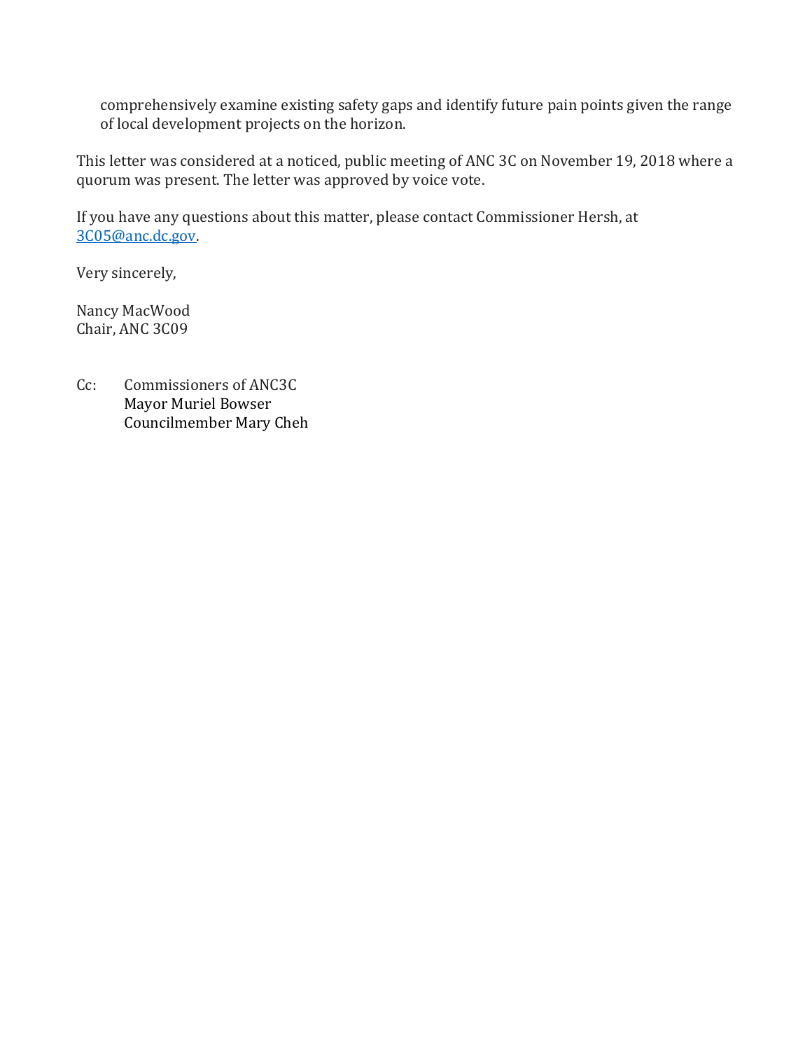comprehensively examine existing safety gaps and identify future pain points given the range of local development projects on the horizon.

This letter was considered at a noticed, public meeting of ANC 3C on November 19, 2018 where a quorum was present. The letter was approved by voice vote.

If you have any questions about this matter, please contact Commissioner Hersh, at [3C05@anc.dc.gov](mailto:3C05@anc.dc.gov).

Very sincerely,

Nancy MacWood  
Chair, ANC 3C09

Cc: Commissioners of ANC3C  
Mayor Muriel Bowser  
Councilmember Mary Cheh